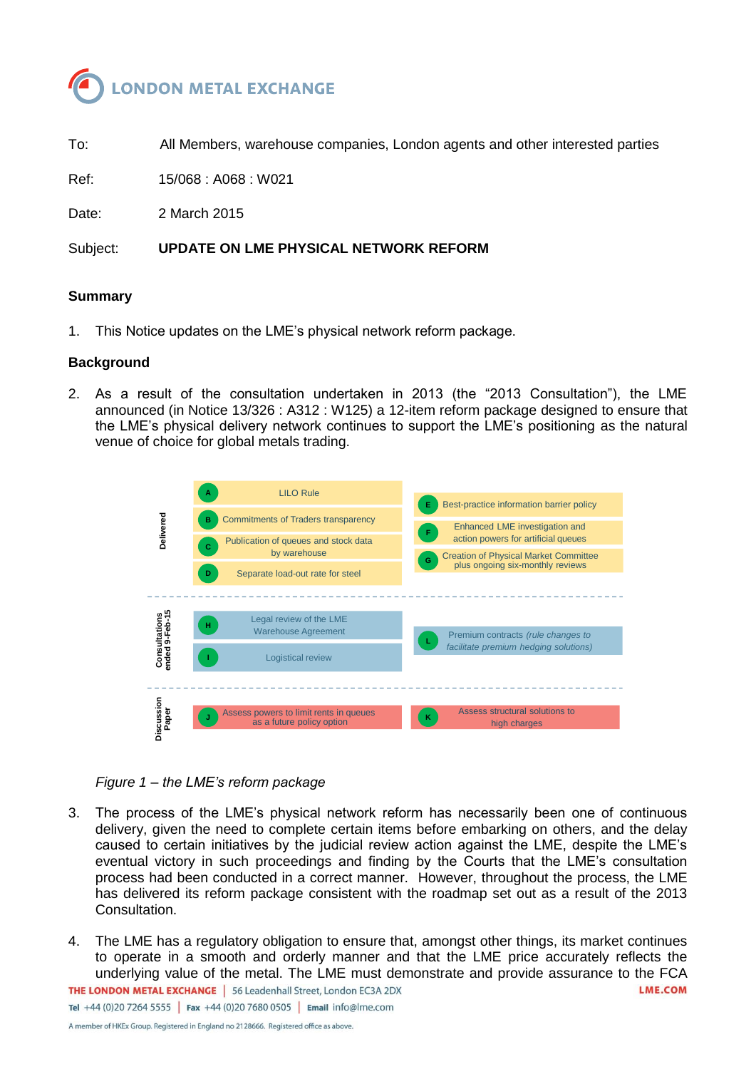LONDON METAL EXCHANGE

To: All Members, warehouse companies, London agents and other interested parties

Ref: 15/068 : A068 : W021

Date: 2 March 2015

Subject: **UPDATE ON LME PHYSICAL NETWORK REFORM**

## Summary

1. This Notice updates on the LME's physical network reform package.

## Background

2. As a result of the consultation undertaken in 2013 (the "2013 Consultation"), the LME announced (in Notice 13/326 : A312 : W125) a 12-item reform package designed to ensure that the LME's physical delivery network continues to support the LME's positioning as the natural venue of choice for global metals trading.

| | | |
|---|---|---|
| **Delivered** | A – LILO Rule | E – Best-practice information barrier policy |
| | B – Commitments of Traders transparency | F – Enhanced LME investigation and action powers for artificial queues |
| | C – Publication of queues and stock data by warehouse | G – Creation of Physical Market Committee plus ongoing six-monthly reviews |
| | D – Separate load-out rate for steel | |
| **Consultations ended 9-Feb-15** | H – Legal review of the LME Warehouse Agreement | L – Premium contracts *(rule changes to facilitate premium hedging solutions)* |
| | I – Logistical review | |
| **Discussion Paper** | J – Assess powers to limit rents in queues as a future policy option | K – Assess structural solutions to high charges |

*Figure 1 – the LME's reform package*

3. The process of the LME's physical network reform has necessarily been one of continuous delivery, given the need to complete certain items before embarking on others, and the delay caused to certain initiatives by the judicial review action against the LME, despite the LME's eventual victory in such proceedings and finding by the Courts that the LME's consultation process had been conducted in a correct manner. However, throughout the process, the LME has delivered its reform package consistent with the roadmap set out as a result of the 2013 Consultation.

4. The LME has a regulatory obligation to ensure that, amongst other things, its market continues to operate in a smooth and orderly manner and that the LME price accurately reflects the underlying value of the metal. The LME must demonstrate and provide assurance to the FCA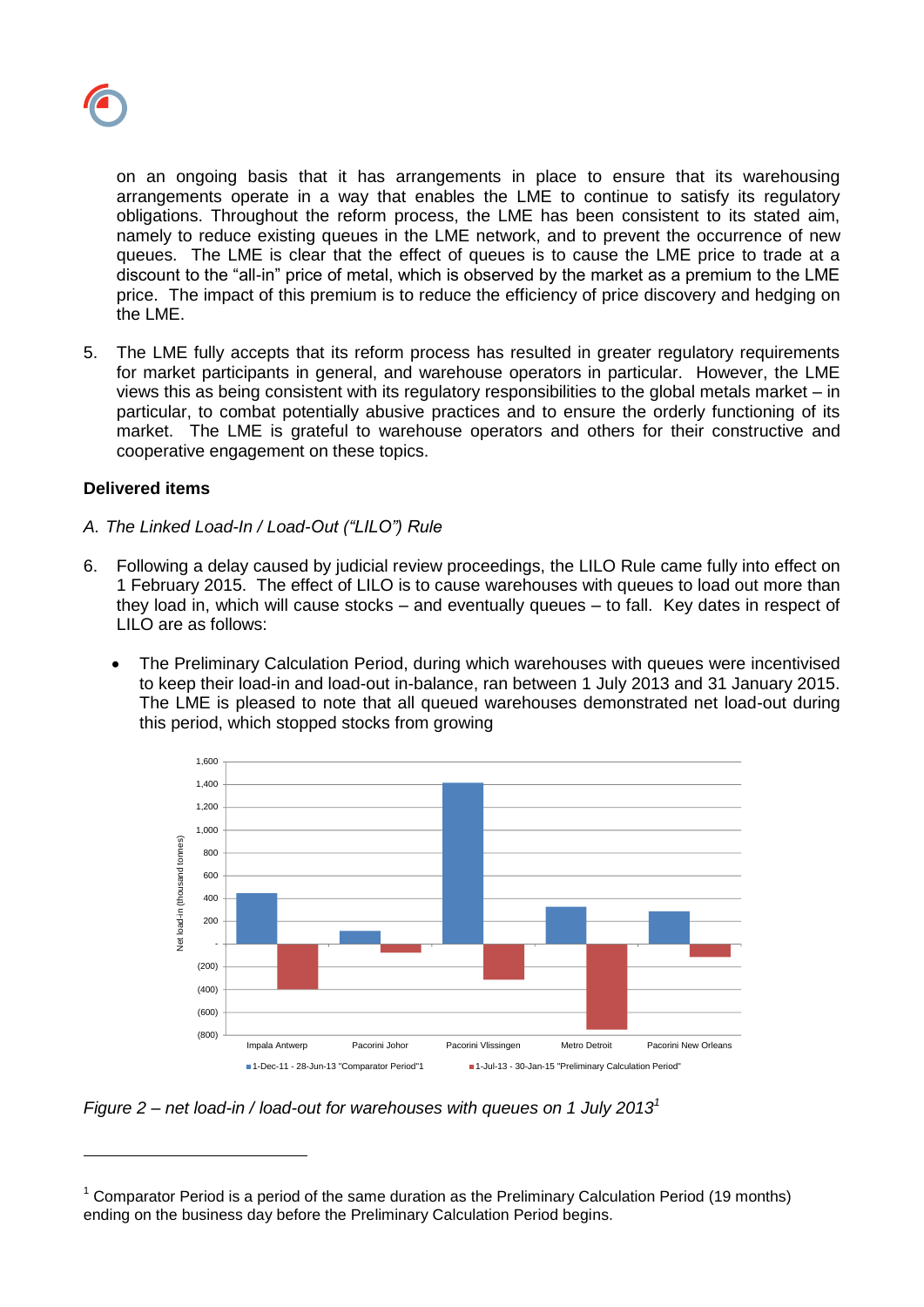on an ongoing basis that it has arrangements in place to ensure that its warehousing arrangements operate in a way that enables the LME to continue to satisfy its regulatory obligations. Throughout the reform process, the LME has been consistent to its stated aim, namely to reduce existing queues in the LME network, and to prevent the occurrence of new queues. The LME is clear that the effect of queues is to cause the LME price to trade at a discount to the "all-in" price of metal, which is observed by the market as a premium to the LME price. The impact of this premium is to reduce the efficiency of price discovery and hedging on the LME.

5. The LME fully accepts that its reform process has resulted in greater regulatory requirements for market participants in general, and warehouse operators in particular. However, the LME views this as being consistent with its regulatory responsibilities to the global metals market – in particular, to combat potentially abusive practices and to ensure the orderly functioning of its market. The LME is grateful to warehouse operators and others for their constructive and cooperative engagement on these topics.

**Delivered items**

*A. The Linked Load-In / Load-Out ("LILO") Rule*

6. Following a delay caused by judicial review proceedings, the LILO Rule came fully into effect on 1 February 2015. The effect of LILO is to cause warehouses with queues to load out more than they load in, which will cause stocks – and eventually queues – to fall. Key dates in respect of LILO are as follows:

   - The Preliminary Calculation Period, during which warehouses with queues were incentivised to keep their load-in and load-out in-balance, ran between 1 July 2013 and 31 January 2015. The LME is pleased to note that all queued warehouses demonstrated net load-out during this period, which stopped stocks from growing

*Figure 2 – net load-in / load-out for warehouses with queues on 1 July 2013*[1]

[1] Comparator Period is a period of the same duration as the Preliminary Calculation Period (19 months) ending on the business day before the Preliminary Calculation Period begins.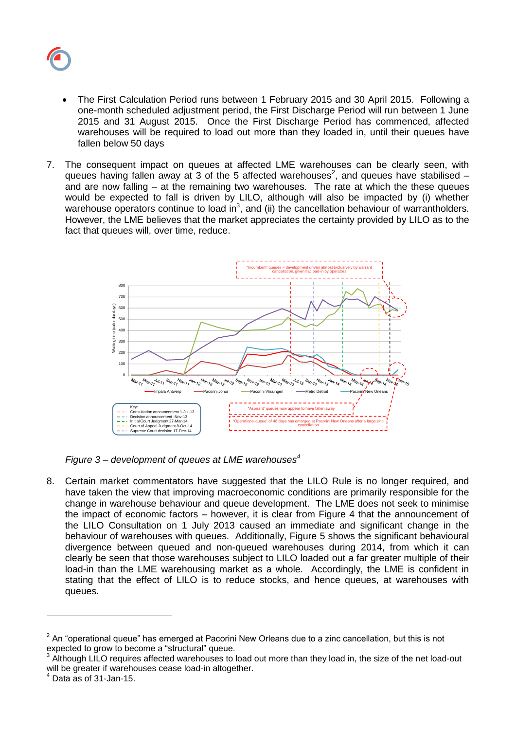- The First Calculation Period runs between 1 February 2015 and 30 April 2015. Following a one-month scheduled adjustment period, the First Discharge Period will run between 1 June 2015 and 31 August 2015. Once the First Discharge Period has commenced, affected warehouses will be required to load out more than they loaded in, until their queues have fallen below 50 days

7. The consequent impact on queues at affected LME warehouses can be clearly seen, with queues having fallen away at 3 of the 5 affected warehouses[2], and queues have stabilised – and are now falling – at the remaining two warehouses. The rate at which the these queues would be expected to fall is driven by LILO, although will also be impacted by (i) whether warehouse operators continue to load in[3], and (ii) the cancellation behaviour of warrantholders. However, the LME believes that the market appreciates the certainty provided by LILO as to the fact that queues will, over time, reduce.

*Figure 3 – development of queues at LME warehouses[4]*

8. Certain market commentators have suggested that the LILO Rule is no longer required, and have taken the view that improving macroeconomic conditions are primarily responsible for the change in warehouse behaviour and queue development. The LME does not seek to minimise the impact of economic factors – however, it is clear from Figure 4 that the announcement of the LILO Consultation on 1 July 2013 caused an immediate and significant change in the behaviour of warehouses with queues. Additionally, Figure 5 shows the significant behavioural divergence between queued and non-queued warehouses during 2014, from which it can clearly be seen that those warehouses subject to LILO loaded out a far greater multiple of their load-in than the LME warehousing market as a whole. Accordingly, the LME is confident in stating that the effect of LILO is to reduce stocks, and hence queues, at warehouses with queues.

---

[2] An "operational queue" has emerged at Pacorini New Orleans due to a zinc cancellation, but this is not expected to grow to become a "structural" queue.

[3] Although LILO requires affected warehouses to load out more than they load in, the size of the net load-out will be greater if warehouses cease load-in altogether.

[4] Data as of 31-Jan-15.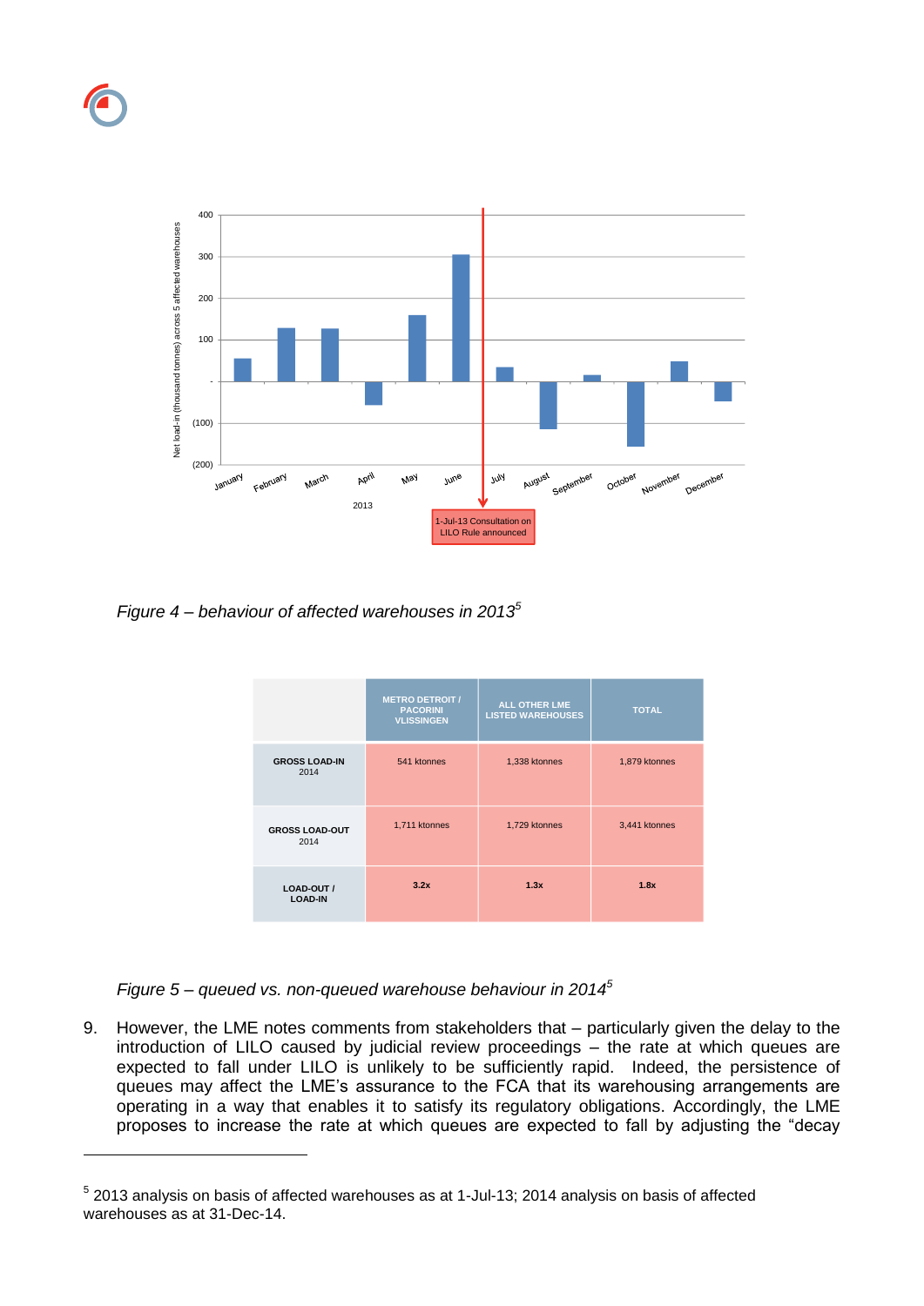*Figure 4 – behaviour of affected warehouses in 2013*[5]

| | METRO DETROIT / PACORINI VLISSINGEN | ALL OTHER LME LISTED WAREHOUSES | TOTAL |
|---|---|---|---|
| **GROSS LOAD-IN** 2014 | 541 ktonnes | 1,338 ktonnes | 1,879 ktonnes |
| **GROSS LOAD-OUT** 2014 | 1,711 ktonnes | 1,729 ktonnes | 3,441 ktonnes |
| **LOAD-OUT / LOAD-IN** | **3.2x** | **1.3x** | **1.8x** |

*Figure 5 – queued vs. non-queued warehouse behaviour in 2014*[5]

9. However, the LME notes comments from stakeholders that – particularly given the delay to the introduction of LILO caused by judicial review proceedings – the rate at which queues are expected to fall under LILO is unlikely to be sufficiently rapid. Indeed, the persistence of queues may affect the LME's assurance to the FCA that its warehousing arrangements are operating in a way that enables it to satisfy its regulatory obligations. Accordingly, the LME proposes to increase the rate at which queues are expected to fall by adjusting the "decay

[5] 2013 analysis on basis of affected warehouses as at 1-Jul-13; 2014 analysis on basis of affected warehouses as at 31-Dec-14.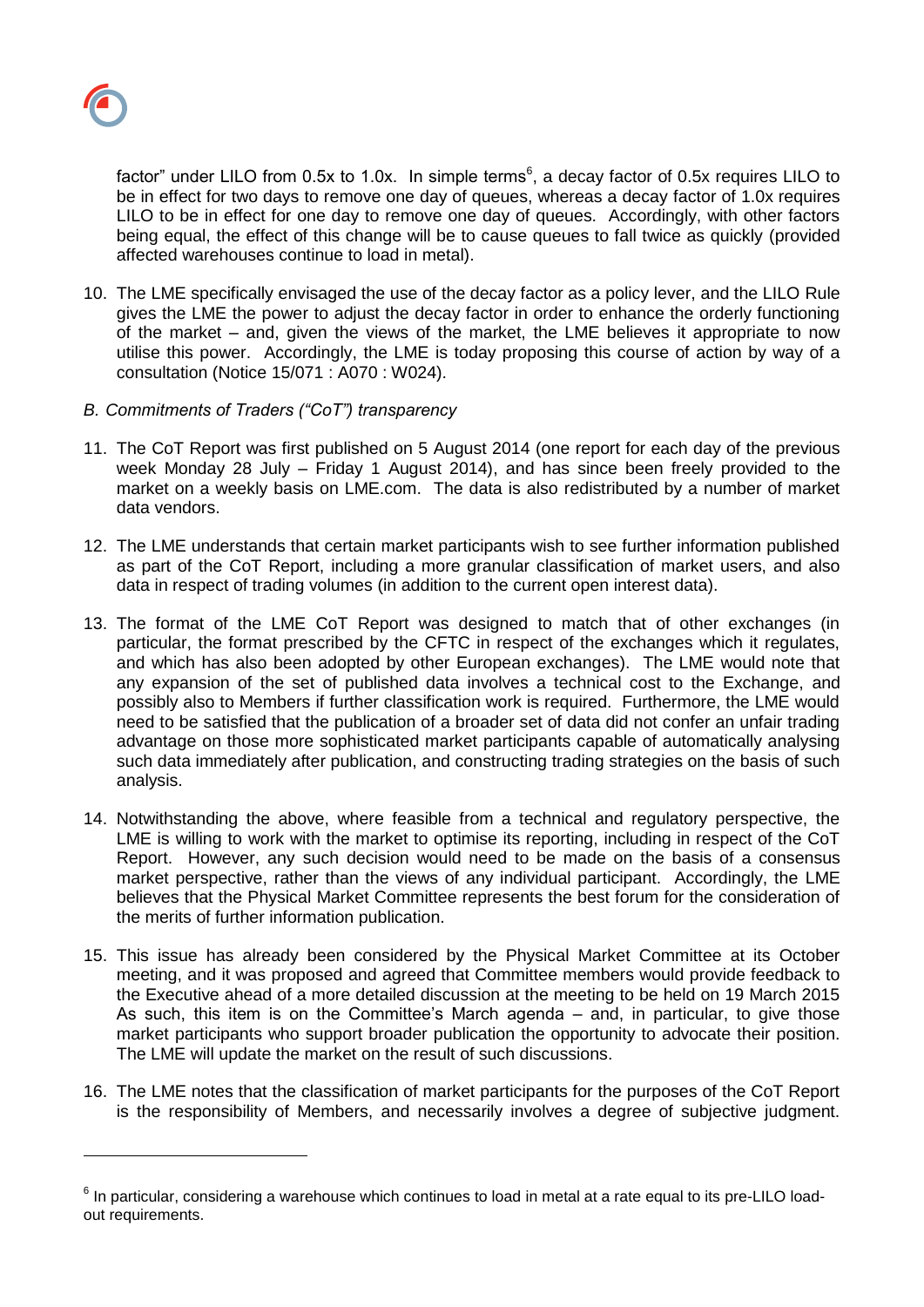factor" under LILO from 0.5x to 1.0x. In simple terms[6], a decay factor of 0.5x requires LILO to be in effect for two days to remove one day of queues, whereas a decay factor of 1.0x requires LILO to be in effect for one day to remove one day of queues. Accordingly, with other factors being equal, the effect of this change will be to cause queues to fall twice as quickly (provided affected warehouses continue to load in metal).

10. The LME specifically envisaged the use of the decay factor as a policy lever, and the LILO Rule gives the LME the power to adjust the decay factor in order to enhance the orderly functioning of the market – and, given the views of the market, the LME believes it appropriate to now utilise this power. Accordingly, the LME is today proposing this course of action by way of a consultation (Notice 15/071 : A070 : W024).

*B. Commitments of Traders ("CoT") transparency*

11. The CoT Report was first published on 5 August 2014 (one report for each day of the previous week Monday 28 July – Friday 1 August 2014), and has since been freely provided to the market on a weekly basis on LME.com. The data is also redistributed by a number of market data vendors.

12. The LME understands that certain market participants wish to see further information published as part of the CoT Report, including a more granular classification of market users, and also data in respect of trading volumes (in addition to the current open interest data).

13. The format of the LME CoT Report was designed to match that of other exchanges (in particular, the format prescribed by the CFTC in respect of the exchanges which it regulates, and which has also been adopted by other European exchanges). The LME would note that any expansion of the set of published data involves a technical cost to the Exchange, and possibly also to Members if further classification work is required. Furthermore, the LME would need to be satisfied that the publication of a broader set of data did not confer an unfair trading advantage on those more sophisticated market participants capable of automatically analysing such data immediately after publication, and constructing trading strategies on the basis of such analysis.

14. Notwithstanding the above, where feasible from a technical and regulatory perspective, the LME is willing to work with the market to optimise its reporting, including in respect of the CoT Report. However, any such decision would need to be made on the basis of a consensus market perspective, rather than the views of any individual participant. Accordingly, the LME believes that the Physical Market Committee represents the best forum for the consideration of the merits of further information publication.

15. This issue has already been considered by the Physical Market Committee at its October meeting, and it was proposed and agreed that Committee members would provide feedback to the Executive ahead of a more detailed discussion at the meeting to be held on 19 March 2015 As such, this item is on the Committee's March agenda – and, in particular, to give those market participants who support broader publication the opportunity to advocate their position. The LME will update the market on the result of such discussions.

16. The LME notes that the classification of market participants for the purposes of the CoT Report is the responsibility of Members, and necessarily involves a degree of subjective judgment.

[6] In particular, considering a warehouse which continues to load in metal at a rate equal to its pre-LILO load-out requirements.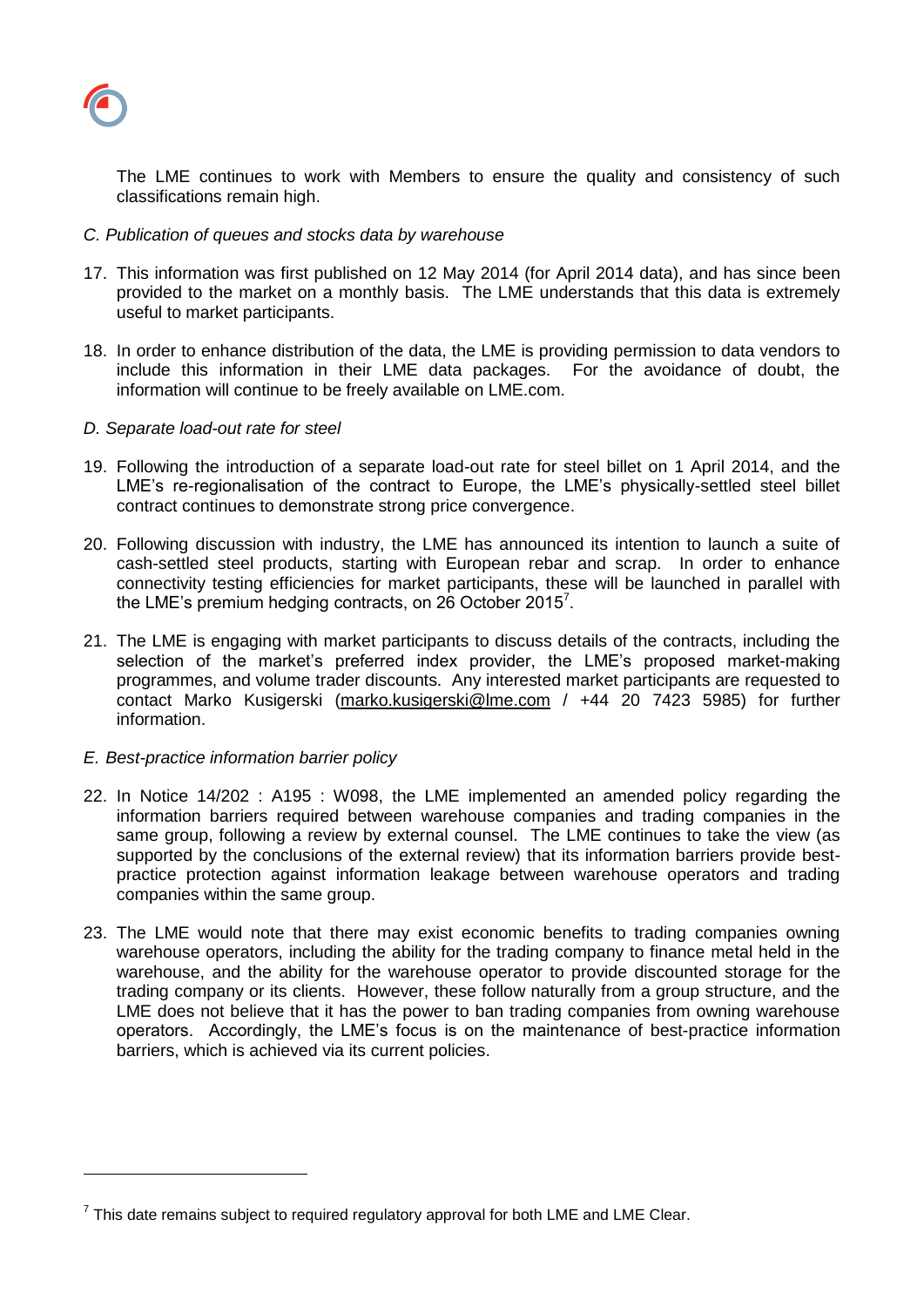The LME continues to work with Members to ensure the quality and consistency of such classifications remain high.

*C. Publication of queues and stocks data by warehouse*

17. This information was first published on 12 May 2014 (for April 2014 data), and has since been provided to the market on a monthly basis. The LME understands that this data is extremely useful to market participants.

18. In order to enhance distribution of the data, the LME is providing permission to data vendors to include this information in their LME data packages. For the avoidance of doubt, the information will continue to be freely available on LME.com.

*D. Separate load-out rate for steel*

19. Following the introduction of a separate load-out rate for steel billet on 1 April 2014, and the LME's re-regionalisation of the contract to Europe, the LME's physically-settled steel billet contract continues to demonstrate strong price convergence.

20. Following discussion with industry, the LME has announced its intention to launch a suite of cash-settled steel products, starting with European rebar and scrap. In order to enhance connectivity testing efficiencies for market participants, these will be launched in parallel with the LME's premium hedging contracts, on 26 October 2015[7].

21. The LME is engaging with market participants to discuss details of the contracts, including the selection of the market's preferred index provider, the LME's proposed market-making programmes, and volume trader discounts. Any interested market participants are requested to contact Marko Kusigerski (marko.kusigerski@lme.com / +44 20 7423 5985) for further information.

*E. Best-practice information barrier policy*

22. In Notice 14/202 : A195 : W098, the LME implemented an amended policy regarding the information barriers required between warehouse companies and trading companies in the same group, following a review by external counsel. The LME continues to take the view (as supported by the conclusions of the external review) that its information barriers provide best-practice protection against information leakage between warehouse operators and trading companies within the same group.

23. The LME would note that there may exist economic benefits to trading companies owning warehouse operators, including the ability for the trading company to finance metal held in the warehouse, and the ability for the warehouse operator to provide discounted storage for the trading company or its clients. However, these follow naturally from a group structure, and the LME does not believe that it has the power to ban trading companies from owning warehouse operators. Accordingly, the LME's focus is on the maintenance of best-practice information barriers, which is achieved via its current policies.

---

[7] This date remains subject to required regulatory approval for both LME and LME Clear.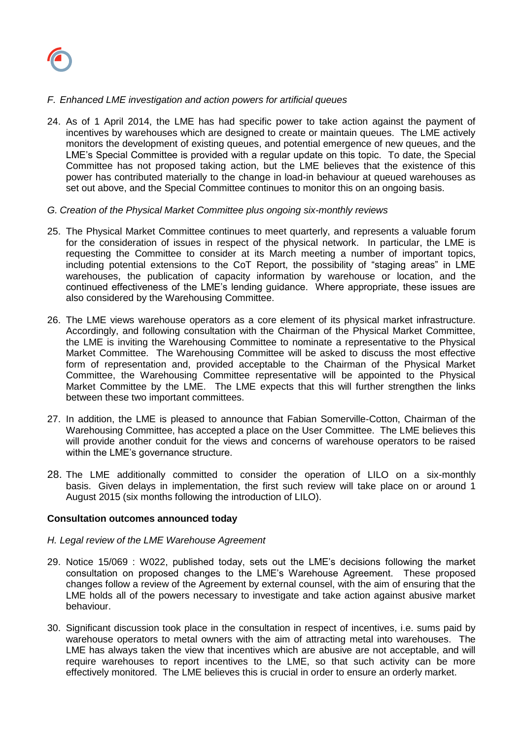*F. Enhanced LME investigation and action powers for artificial queues*

24. As of 1 April 2014, the LME has had specific power to take action against the payment of incentives by warehouses which are designed to create or maintain queues. The LME actively monitors the development of existing queues, and potential emergence of new queues, and the LME's Special Committee is provided with a regular update on this topic. To date, the Special Committee has not proposed taking action, but the LME believes that the existence of this power has contributed materially to the change in load-in behaviour at queued warehouses as set out above, and the Special Committee continues to monitor this on an ongoing basis.

*G. Creation of the Physical Market Committee plus ongoing six-monthly reviews*

25. The Physical Market Committee continues to meet quarterly, and represents a valuable forum for the consideration of issues in respect of the physical network. In particular, the LME is requesting the Committee to consider at its March meeting a number of important topics, including potential extensions to the CoT Report, the possibility of "staging areas" in LME warehouses, the publication of capacity information by warehouse or location, and the continued effectiveness of the LME's lending guidance. Where appropriate, these issues are also considered by the Warehousing Committee.

26. The LME views warehouse operators as a core element of its physical market infrastructure. Accordingly, and following consultation with the Chairman of the Physical Market Committee, the LME is inviting the Warehousing Committee to nominate a representative to the Physical Market Committee. The Warehousing Committee will be asked to discuss the most effective form of representation and, provided acceptable to the Chairman of the Physical Market Committee, the Warehousing Committee representative will be appointed to the Physical Market Committee by the LME. The LME expects that this will further strengthen the links between these two important committees.

27. In addition, the LME is pleased to announce that Fabian Somerville-Cotton, Chairman of the Warehousing Committee, has accepted a place on the User Committee. The LME believes this will provide another conduit for the views and concerns of warehouse operators to be raised within the LME's governance structure.

28. The LME additionally committed to consider the operation of LILO on a six-monthly basis. Given delays in implementation, the first such review will take place on or around 1 August 2015 (six months following the introduction of LILO).

**Consultation outcomes announced today**

*H. Legal review of the LME Warehouse Agreement*

29. Notice 15/069 : W022, published today, sets out the LME's decisions following the market consultation on proposed changes to the LME's Warehouse Agreement. These proposed changes follow a review of the Agreement by external counsel, with the aim of ensuring that the LME holds all of the powers necessary to investigate and take action against abusive market behaviour.

30. Significant discussion took place in the consultation in respect of incentives, i.e. sums paid by warehouse operators to metal owners with the aim of attracting metal into warehouses. The LME has always taken the view that incentives which are abusive are not acceptable, and will require warehouses to report incentives to the LME, so that such activity can be more effectively monitored. The LME believes this is crucial in order to ensure an orderly market.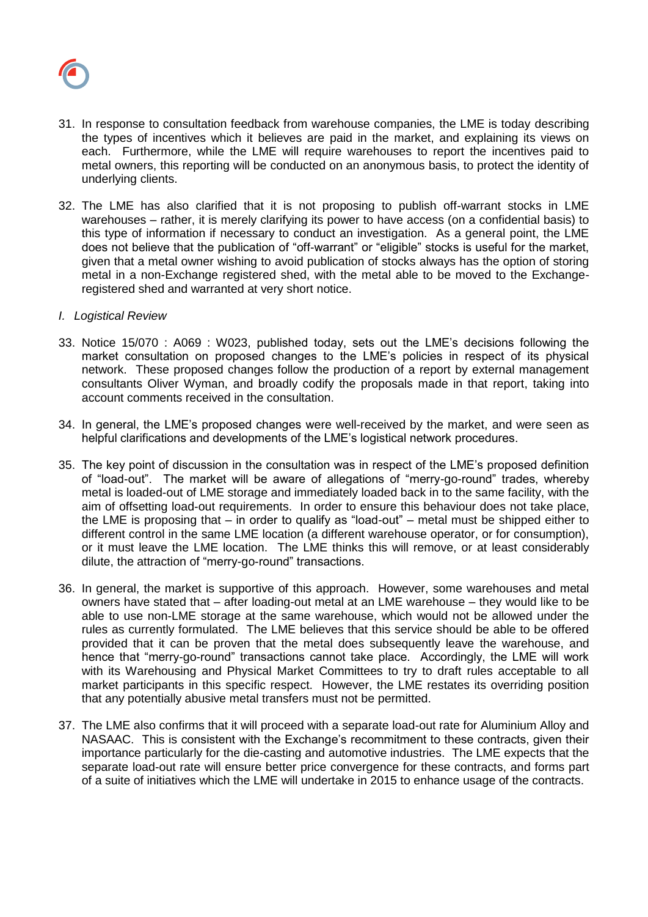31. In response to consultation feedback from warehouse companies, the LME is today describing the types of incentives which it believes are paid in the market, and explaining its views on each. Furthermore, while the LME will require warehouses to report the incentives paid to metal owners, this reporting will be conducted on an anonymous basis, to protect the identity of underlying clients.

32. The LME has also clarified that it is not proposing to publish off-warrant stocks in LME warehouses – rather, it is merely clarifying its power to have access (on a confidential basis) to this type of information if necessary to conduct an investigation. As a general point, the LME does not believe that the publication of "off-warrant" or "eligible" stocks is useful for the market, given that a metal owner wishing to avoid publication of stocks always has the option of storing metal in a non-Exchange registered shed, with the metal able to be moved to the Exchange-registered shed and warranted at very short notice.

*I. Logistical Review*

33. Notice 15/070 : A069 : W023, published today, sets out the LME's decisions following the market consultation on proposed changes to the LME's policies in respect of its physical network. These proposed changes follow the production of a report by external management consultants Oliver Wyman, and broadly codify the proposals made in that report, taking into account comments received in the consultation.

34. In general, the LME's proposed changes were well-received by the market, and were seen as helpful clarifications and developments of the LME's logistical network procedures.

35. The key point of discussion in the consultation was in respect of the LME's proposed definition of "load-out". The market will be aware of allegations of "merry-go-round" trades, whereby metal is loaded-out of LME storage and immediately loaded back in to the same facility, with the aim of offsetting load-out requirements. In order to ensure this behaviour does not take place, the LME is proposing that – in order to qualify as "load-out" – metal must be shipped either to different control in the same LME location (a different warehouse operator, or for consumption), or it must leave the LME location. The LME thinks this will remove, or at least considerably dilute, the attraction of "merry-go-round" transactions.

36. In general, the market is supportive of this approach. However, some warehouses and metal owners have stated that – after loading-out metal at an LME warehouse – they would like to be able to use non-LME storage at the same warehouse, which would not be allowed under the rules as currently formulated. The LME believes that this service should be able to be offered provided that it can be proven that the metal does subsequently leave the warehouse, and hence that "merry-go-round" transactions cannot take place. Accordingly, the LME will work with its Warehousing and Physical Market Committees to try to draft rules acceptable to all market participants in this specific respect. However, the LME restates its overriding position that any potentially abusive metal transfers must not be permitted.

37. The LME also confirms that it will proceed with a separate load-out rate for Aluminium Alloy and NASAAC. This is consistent with the Exchange's recommitment to these contracts, given their importance particularly for the die-casting and automotive industries. The LME expects that the separate load-out rate will ensure better price convergence for these contracts, and forms part of a suite of initiatives which the LME will undertake in 2015 to enhance usage of the contracts.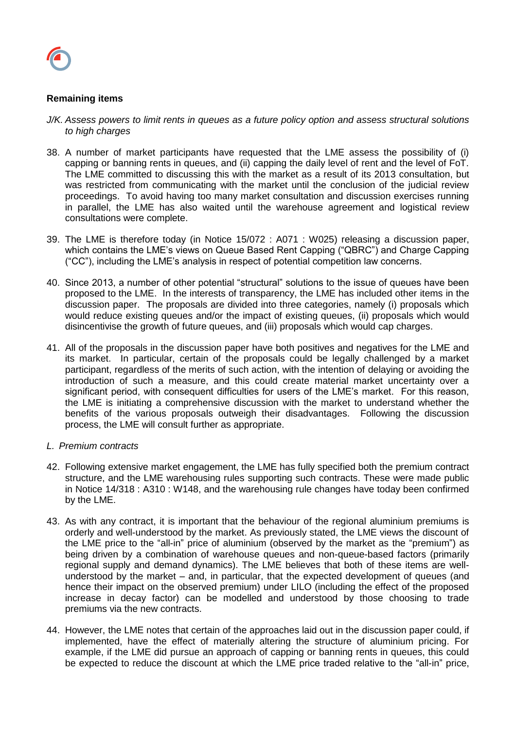**Remaining items**

*J/K. Assess powers to limit rents in queues as a future policy option and assess structural solutions to high charges*

38. A number of market participants have requested that the LME assess the possibility of (i) capping or banning rents in queues, and (ii) capping the daily level of rent and the level of FoT. The LME committed to discussing this with the market as a result of its 2013 consultation, but was restricted from communicating with the market until the conclusion of the judicial review proceedings. To avoid having too many market consultation and discussion exercises running in parallel, the LME has also waited until the warehouse agreement and logistical review consultations were complete.

39. The LME is therefore today (in Notice 15/072 : A071 : W025) releasing a discussion paper, which contains the LME's views on Queue Based Rent Capping ("QBRC") and Charge Capping ("CC"), including the LME's analysis in respect of potential competition law concerns.

40. Since 2013, a number of other potential "structural" solutions to the issue of queues have been proposed to the LME. In the interests of transparency, the LME has included other items in the discussion paper. The proposals are divided into three categories, namely (i) proposals which would reduce existing queues and/or the impact of existing queues, (ii) proposals which would disincentivise the growth of future queues, and (iii) proposals which would cap charges.

41. All of the proposals in the discussion paper have both positives and negatives for the LME and its market. In particular, certain of the proposals could be legally challenged by a market participant, regardless of the merits of such action, with the intention of delaying or avoiding the introduction of such a measure, and this could create material market uncertainty over a significant period, with consequent difficulties for users of the LME's market. For this reason, the LME is initiating a comprehensive discussion with the market to understand whether the benefits of the various proposals outweigh their disadvantages. Following the discussion process, the LME will consult further as appropriate.

*L. Premium contracts*

42. Following extensive market engagement, the LME has fully specified both the premium contract structure, and the LME warehousing rules supporting such contracts. These were made public in Notice 14/318 : A310 : W148, and the warehousing rule changes have today been confirmed by the LME.

43. As with any contract, it is important that the behaviour of the regional aluminium premiums is orderly and well-understood by the market. As previously stated, the LME views the discount of the LME price to the "all-in" price of aluminium (observed by the market as the "premium") as being driven by a combination of warehouse queues and non-queue-based factors (primarily regional supply and demand dynamics). The LME believes that both of these items are well-understood by the market – and, in particular, that the expected development of queues (and hence their impact on the observed premium) under LILO (including the effect of the proposed increase in decay factor) can be modelled and understood by those choosing to trade premiums via the new contracts.

44. However, the LME notes that certain of the approaches laid out in the discussion paper could, if implemented, have the effect of materially altering the structure of aluminium pricing. For example, if the LME did pursue an approach of capping or banning rents in queues, this could be expected to reduce the discount at which the LME price traded relative to the "all-in" price,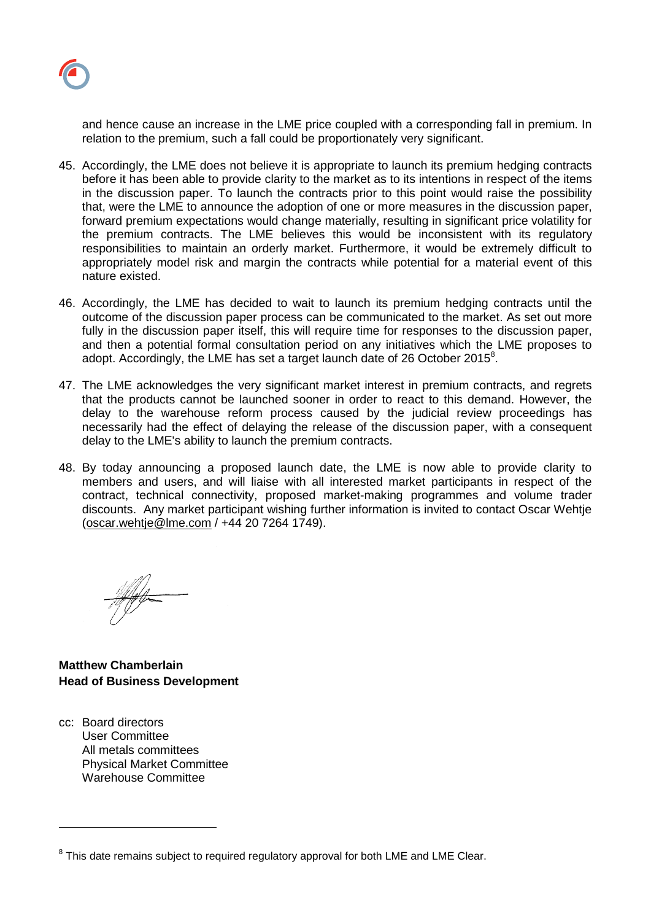and hence cause an increase in the LME price coupled with a corresponding fall in premium. In relation to the premium, such a fall could be proportionately very significant.

45. Accordingly, the LME does not believe it is appropriate to launch its premium hedging contracts before it has been able to provide clarity to the market as to its intentions in respect of the items in the discussion paper. To launch the contracts prior to this point would raise the possibility that, were the LME to announce the adoption of one or more measures in the discussion paper, forward premium expectations would change materially, resulting in significant price volatility for the premium contracts. The LME believes this would be inconsistent with its regulatory responsibilities to maintain an orderly market. Furthermore, it would be extremely difficult to appropriately model risk and margin the contracts while potential for a material event of this nature existed.

46. Accordingly, the LME has decided to wait to launch its premium hedging contracts until the outcome of the discussion paper process can be communicated to the market. As set out more fully in the discussion paper itself, this will require time for responses to the discussion paper, and then a potential formal consultation period on any initiatives which the LME proposes to adopt. Accordingly, the LME has set a target launch date of 26 October 2015[8].

47. The LME acknowledges the very significant market interest in premium contracts, and regrets that the products cannot be launched sooner in order to react to this demand. However, the delay to the warehouse reform process caused by the judicial review proceedings has necessarily had the effect of delaying the release of the discussion paper, with a consequent delay to the LME's ability to launch the premium contracts.

48. By today announcing a proposed launch date, the LME is now able to provide clarity to members and users, and will liaise with all interested market participants in respect of the contract, technical connectivity, proposed market-making programmes and volume trader discounts. Any market participant wishing further information is invited to contact Oscar Wehtje (oscar.wehtje@lme.com / +44 20 7264 1749).

**Matthew Chamberlain**
**Head of Business Development**

cc: Board directors
User Committee
All metals committees
Physical Market Committee
Warehouse Committee

[8] This date remains subject to required regulatory approval for both LME and LME Clear.